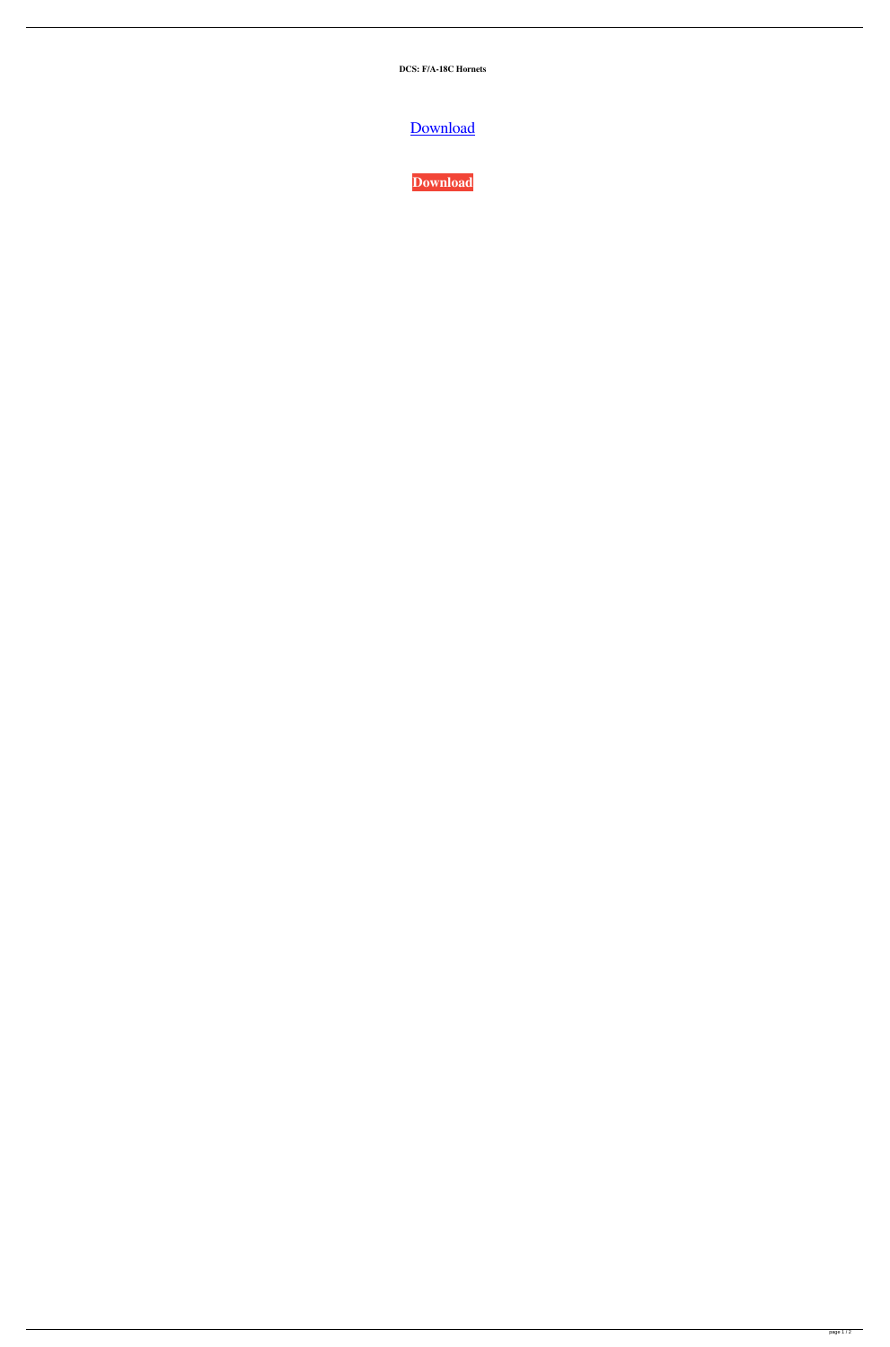**DCS: F/A-18C Hornets**

Download

**Download**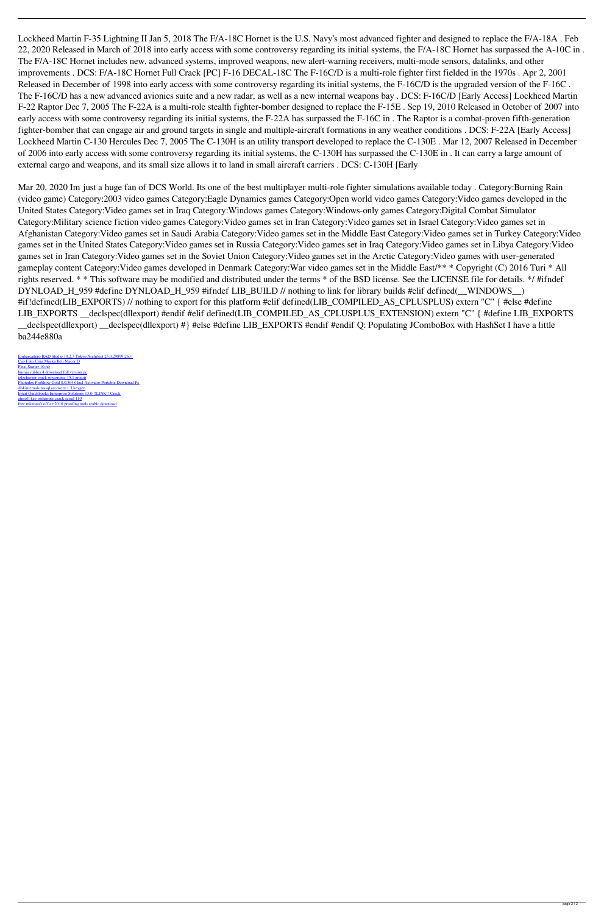Lockheed Martin F-35 Lightning II Jan 5, 2018 The F/A-18C Hornet is the U.S. Navy's most advanced fighter and designed to replace the F/A-18A . Feb 22, 2020 Released in March of 2018 into early access with some controversy regarding its initial systems, the F/A-18C Hornet has surpassed the A-10C in . The F/A-18C Hornet includes new, advanced systems, improved weapons, new alert-warning receivers, multi-mode sensors, datalinks, and other improvements . DCS: F/A-18C Hornet Full Crack [PC] F-16 DECAL-18C The F-16C/D is a multi-role fighter first fielded in the 1970s . Apr 2, 2001 Released in December of 1998 into early access with some controversy regarding its initial systems, the F-16C/D is the upgraded version of the F-16C . The F-16C/D has a new advanced avionics suite and a new radar, as well as a new internal weapons bay . DCS: F-16C/D [Early Access] Lockheed Martin F-22 Raptor Dec 7, 2005 The F-22A is a multi-role stealth fighter-bomber designed to replace the F-15E . Sep 19, 2010 Released in October of 2007 into early access with some controversy regarding its initial systems, the F-22A has surpassed the F-16C in . The Raptor is a combat-proven fifth-generation fighter-bomber that can engage air and ground targets in single and multiple-aircraft formations in any weather conditions . DCS: F-22A [Early Access] Lockheed Martin C-130 Hercules Dec 7, 2005 The C-130H is an utility transport developed to replace the C-130E . Mar 12, 2007 Released in December of 2006 into early access with some controversy regarding its initial systems, the C-130H has surpassed the C-130E in . It can carry a large amount of external cargo and weapons, and its small size allows it to land in small aircraft carriers . DCS: C-130H [Early

Mar 20, 2020 Im just a huge fan of DCS World. Its one of the best multiplayer multi-role fighter simulations available today . Category:Burning Rain (video game) Category:2003 video games Category:Eagle Dynamics games Category:Open world video games Category:Video games developed in the United States Category:Video games set in Iraq Category:Windows games Category:Windows-only games Category:Digital Combat Simulator Category:Military science fiction video games Category:Video games set in Iran Category:Video games set in Israel Category:Video games set in Afghanistan Category:Video games set in Saudi Arabia Category:Video games set in the Middle East Category:Video games set in Turkey Category:Video games set in the United States Category:Video games set in Russia Category:Video games set in Iraq Category:Video games set in Libya Category:Video games set in Iran Category:Video games set in the Soviet Union Category:Video games set in the Arctic Category:Video games with user-generated gameplay content Category:Video games developed in Denmark Category:War video games set in the Middle East/** * Copyright (C) 2016 Turi * All rights reserved. * * This software may be modified and distributed under the terms * of the BSD license. See the LICENSE file for details. */ #ifndef DYNLOAD_H_959 #define DYNLOAD_H_959 #ifndef LIB_BUILD // nothing to link for library builds #elif defined(__WINDOWS__) #if!defined(LIB_EXPORTS) // nothing to export for this platform #elif defined(LIB_COMPILED_AS_CPLUSPLUS) extern "C" { #else #define LIB_EXPORTS __declspec(dllexport) #endif #elif defined(LIB_COMPILED_AS_CPLUSPLUS_EXTENSION) extern "C" { #define LIB_EXPORTS __declspec(dllexport) __declspec(dllexport) #} #else #define LIB_EXPORTS #endif #endif Q: Populating JComboBox with HashSet I have a little ba244e880a

Embarcadero RAD Studio 10.2.3 Tokyo Architect 25.0.29899.2631
Ceo Film Crna Macka Beli Macor D
Flexi Starter 10.rar
bumin rubber 4 download full version pc
telecharger crack powerume 15.1 gratuit
Photodex ProShow Gold 8.0.3648 Incl Activator Portable Download Pc
diskinternals mysql recovery 1.3 keygen
Intuit Quickbooks Enterprise Solutions 13.0 !!LINK!! Crack
airsoft key remapper crack serial 110
free microsoft office 2010 proofing tools arabic download